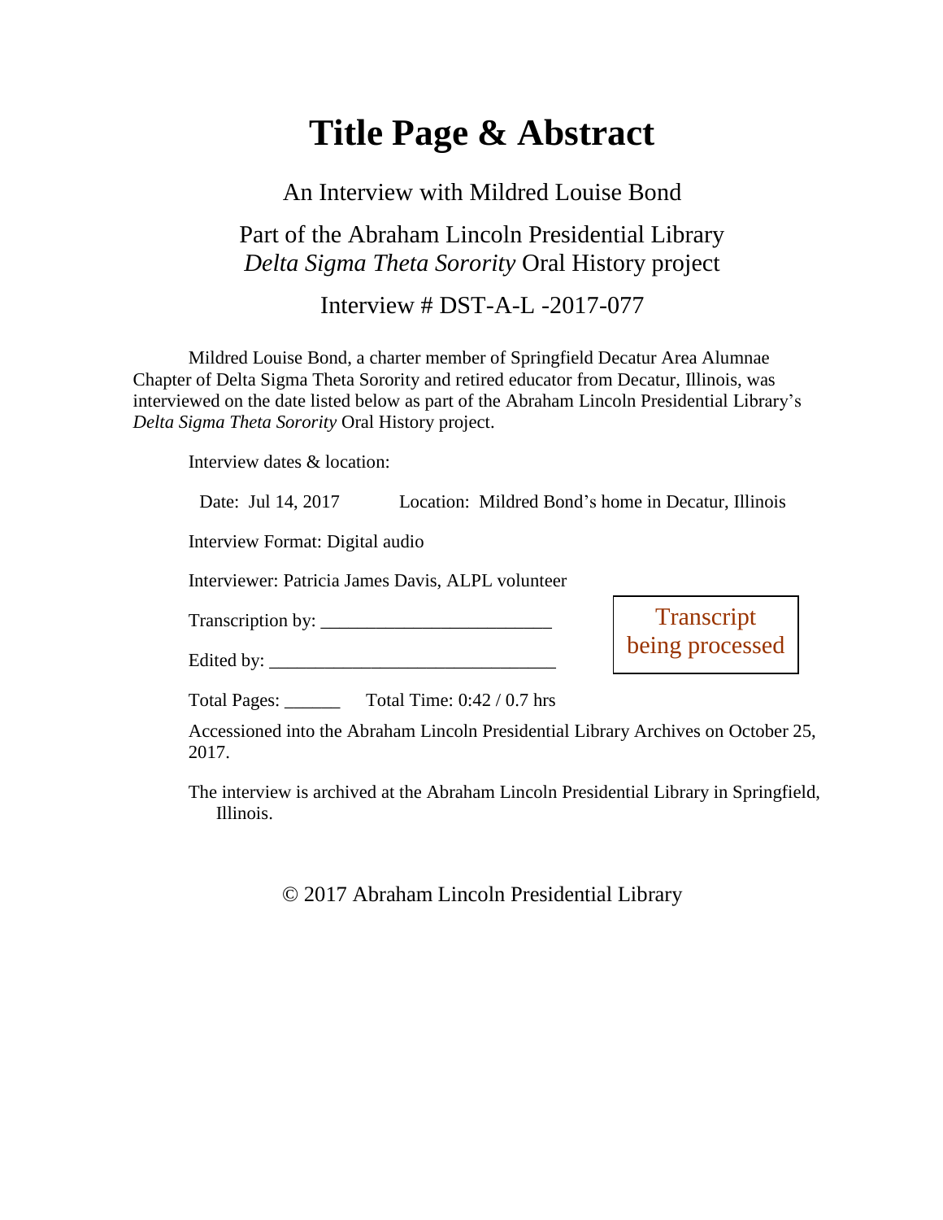# Title Page & Abstract

An Interview with Mildred Louise Bond

Part of the Abraham Lincoln Presidential Library
*Delta Sigma Theta Sorority* Oral History project

Interview # DST-A-L -2017-077

Mildred Louise Bond, a charter member of Springfield Decatur Area Alumnae Chapter of Delta Sigma Theta Sorority and retired educator from Decatur, Illinois, was interviewed on the date listed below as part of the Abraham Lincoln Presidential Library's *Delta Sigma Theta Sorority* Oral History project.

Interview dates & location:

Date: Jul 14, 2017 Location: Mildred Bond's home in Decatur, Illinois

Interview Format: Digital audio

Interviewer: Patricia James Davis, ALPL volunteer

Transcription by: _________________________

Edited by: _______________________________

Transcript being processed

Total Pages: ______ Total Time: 0:42 / 0.7 hrs

Accessioned into the Abraham Lincoln Presidential Library Archives on October 25, 2017.

The interview is archived at the Abraham Lincoln Presidential Library in Springfield, Illinois.

© 2017 Abraham Lincoln Presidential Library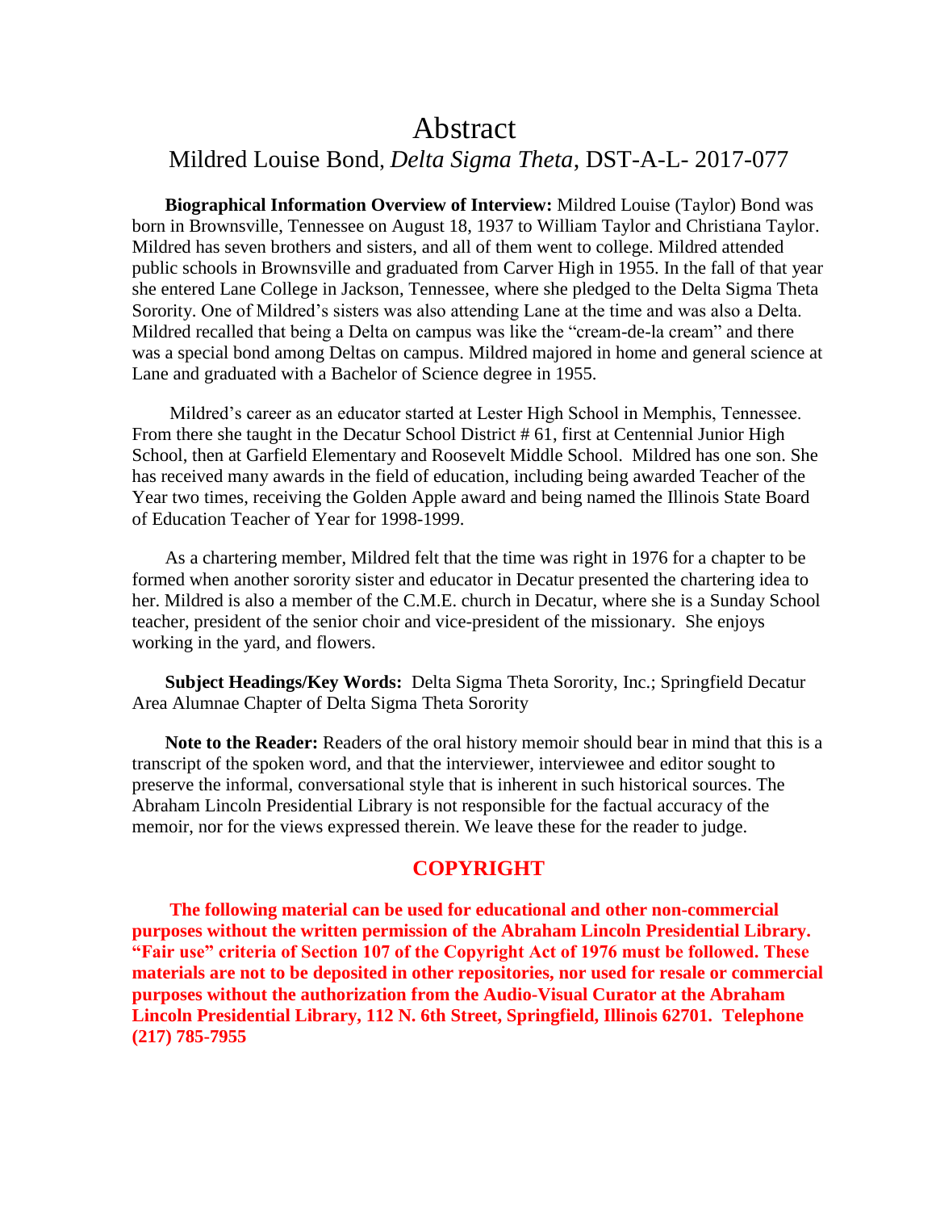# Abstract

## Mildred Louise Bond, *Delta Sigma Theta*, DST-A-L- 2017-077

**Biographical Information Overview of Interview:** Mildred Louise (Taylor) Bond was born in Brownsville, Tennessee on August 18, 1937 to William Taylor and Christiana Taylor. Mildred has seven brothers and sisters, and all of them went to college. Mildred attended public schools in Brownsville and graduated from Carver High in 1955. In the fall of that year she entered Lane College in Jackson, Tennessee, where she pledged to the Delta Sigma Theta Sorority. One of Mildred's sisters was also attending Lane at the time and was also a Delta. Mildred recalled that being a Delta on campus was like the "cream-de-la cream" and there was a special bond among Deltas on campus. Mildred majored in home and general science at Lane and graduated with a Bachelor of Science degree in 1955.

Mildred's career as an educator started at Lester High School in Memphis, Tennessee. From there she taught in the Decatur School District # 61, first at Centennial Junior High School, then at Garfield Elementary and Roosevelt Middle School. Mildred has one son. She has received many awards in the field of education, including being awarded Teacher of the Year two times, receiving the Golden Apple award and being named the Illinois State Board of Education Teacher of Year for 1998-1999.

As a chartering member, Mildred felt that the time was right in 1976 for a chapter to be formed when another sorority sister and educator in Decatur presented the chartering idea to her. Mildred is also a member of the C.M.E. church in Decatur, where she is a Sunday School teacher, president of the senior choir and vice-president of the missionary. She enjoys working in the yard, and flowers.

**Subject Headings/Key Words:** Delta Sigma Theta Sorority, Inc.; Springfield Decatur Area Alumnae Chapter of Delta Sigma Theta Sorority

**Note to the Reader:** Readers of the oral history memoir should bear in mind that this is a transcript of the spoken word, and that the interviewer, interviewee and editor sought to preserve the informal, conversational style that is inherent in such historical sources. The Abraham Lincoln Presidential Library is not responsible for the factual accuracy of the memoir, nor for the views expressed therein. We leave these for the reader to judge.

### COPYRIGHT

**The following material can be used for educational and other non-commercial purposes without the written permission of the Abraham Lincoln Presidential Library. "Fair use" criteria of Section 107 of the Copyright Act of 1976 must be followed. These materials are not to be deposited in other repositories, nor used for resale or commercial purposes without the authorization from the Audio-Visual Curator at the Abraham Lincoln Presidential Library, 112 N. 6th Street, Springfield, Illinois 62701. Telephone (217) 785-7955**